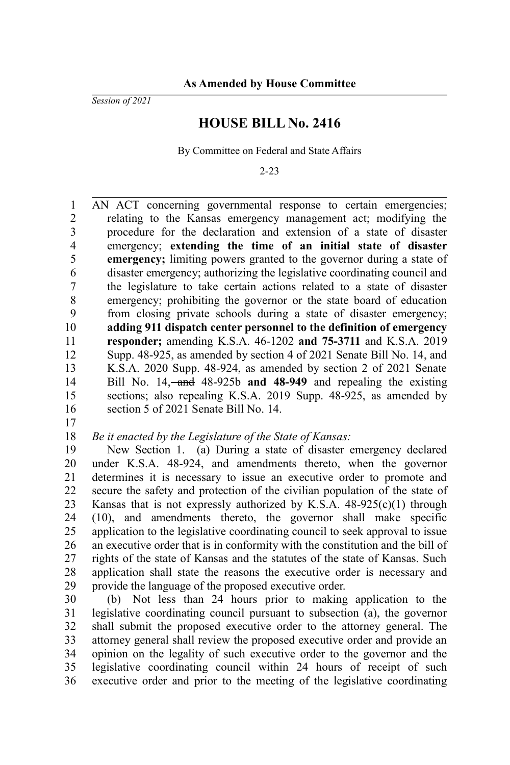**As Amended by House Committee**

*Session of 2021*

# HOUSE BILL No. 2416

By Committee on Federal and State Affairs

2-23

AN ACT concerning governmental response to certain emergencies; relating to the Kansas emergency management act; modifying the procedure for the declaration and extension of a state of disaster emergency; **extending the time of an initial state of disaster emergency;** limiting powers granted to the governor during a state of disaster emergency; authorizing the legislative coordinating council and the legislature to take certain actions related to a state of disaster emergency; prohibiting the governor or the state board of education from closing private schools during a state of disaster emergency; **adding 911 dispatch center personnel to the definition of emergency responder;** amending K.S.A. 46-1202 **and 75-3711** and K.S.A. 2019 Supp. 48-925, as amended by section 4 of 2021 Senate Bill No. 14, and K.S.A. 2020 Supp. 48-924, as amended by section 2 of 2021 Senate Bill No. 14, ~~and~~ 48-925b **and 48-949** and repealing the existing sections; also repealing K.S.A. 2019 Supp. 48-925, as amended by section 5 of 2021 Senate Bill No. 14.

*Be it enacted by the Legislature of the State of Kansas:*

New Section 1. (a) During a state of disaster emergency declared under K.S.A. 48-924, and amendments thereto, when the governor determines it is necessary to issue an executive order to promote and secure the safety and protection of the civilian population of the state of Kansas that is not expressly authorized by K.S.A. 48-925(c)(1) through (10), and amendments thereto, the governor shall make specific application to the legislative coordinating council to seek approval to issue an executive order that is in conformity with the constitution and the bill of rights of the state of Kansas and the statutes of the state of Kansas. Such application shall state the reasons the executive order is necessary and provide the language of the proposed executive order.

(b) Not less than 24 hours prior to making application to the legislative coordinating council pursuant to subsection (a), the governor shall submit the proposed executive order to the attorney general. The attorney general shall review the proposed executive order and provide an opinion on the legality of such executive order to the governor and the legislative coordinating council within 24 hours of receipt of such executive order and prior to the meeting of the legislative coordinating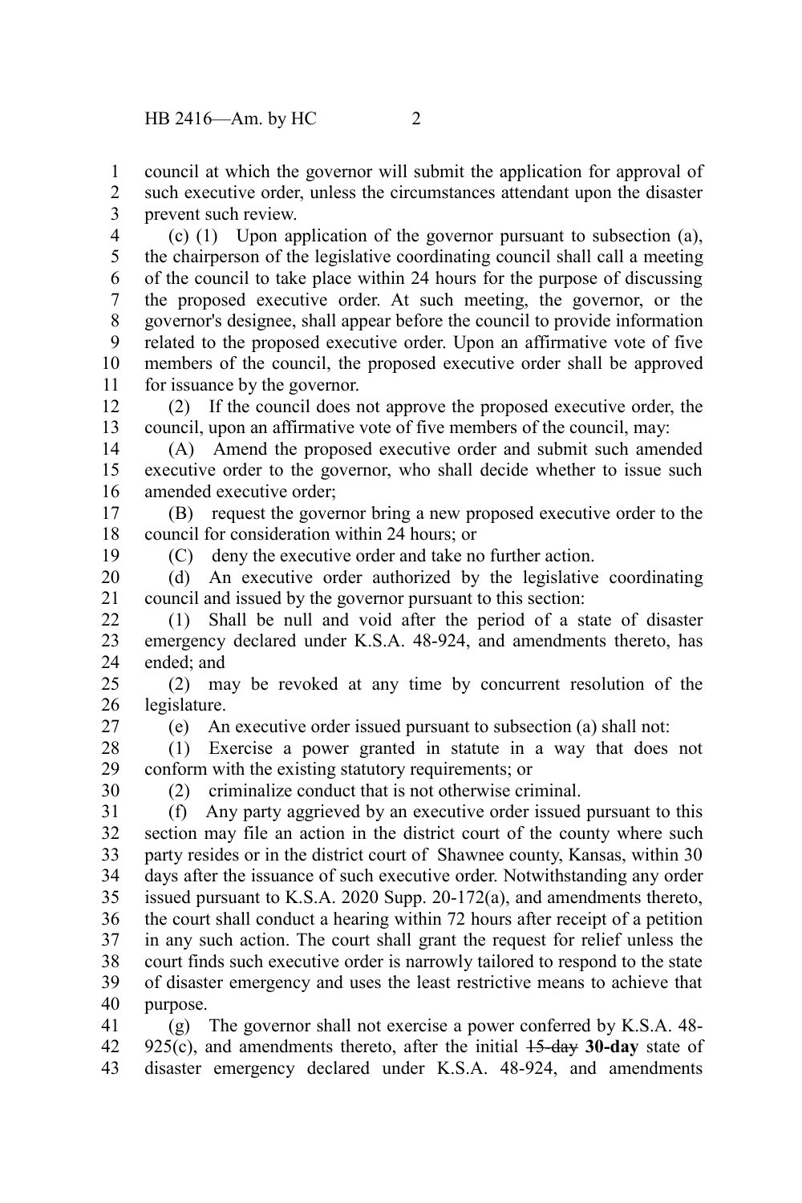council at which the governor will submit the application for approval of such executive order, unless the circumstances attendant upon the disaster prevent such review.

(c) (1) Upon application of the governor pursuant to subsection (a), the chairperson of the legislative coordinating council shall call a meeting of the council to take place within 24 hours for the purpose of discussing the proposed executive order. At such meeting, the governor, or the governor's designee, shall appear before the council to provide information related to the proposed executive order. Upon an affirmative vote of five members of the council, the proposed executive order shall be approved for issuance by the governor.

(2) If the council does not approve the proposed executive order, the council, upon an affirmative vote of five members of the council, may:

(A) Amend the proposed executive order and submit such amended executive order to the governor, who shall decide whether to issue such amended executive order;

(B) request the governor bring a new proposed executive order to the council for consideration within 24 hours; or

(C) deny the executive order and take no further action.

(d) An executive order authorized by the legislative coordinating council and issued by the governor pursuant to this section:

(1) Shall be null and void after the period of a state of disaster emergency declared under K.S.A. 48-924, and amendments thereto, has ended; and

(2) may be revoked at any time by concurrent resolution of the legislature.

(e) An executive order issued pursuant to subsection (a) shall not:

(1) Exercise a power granted in statute in a way that does not conform with the existing statutory requirements; or

(2) criminalize conduct that is not otherwise criminal.

(f) Any party aggrieved by an executive order issued pursuant to this section may file an action in the district court of the county where such party resides or in the district court of Shawnee county, Kansas, within 30 days after the issuance of such executive order. Notwithstanding any order issued pursuant to K.S.A. 2020 Supp. 20-172(a), and amendments thereto, the court shall conduct a hearing within 72 hours after receipt of a petition in any such action. The court shall grant the request for relief unless the court finds such executive order is narrowly tailored to respond to the state of disaster emergency and uses the least restrictive means to achieve that purpose.

(g) The governor shall not exercise a power conferred by K.S.A. 48-925(c), and amendments thereto, after the initial ~~15-day~~ **30-day** state of disaster emergency declared under K.S.A. 48-924, and amendments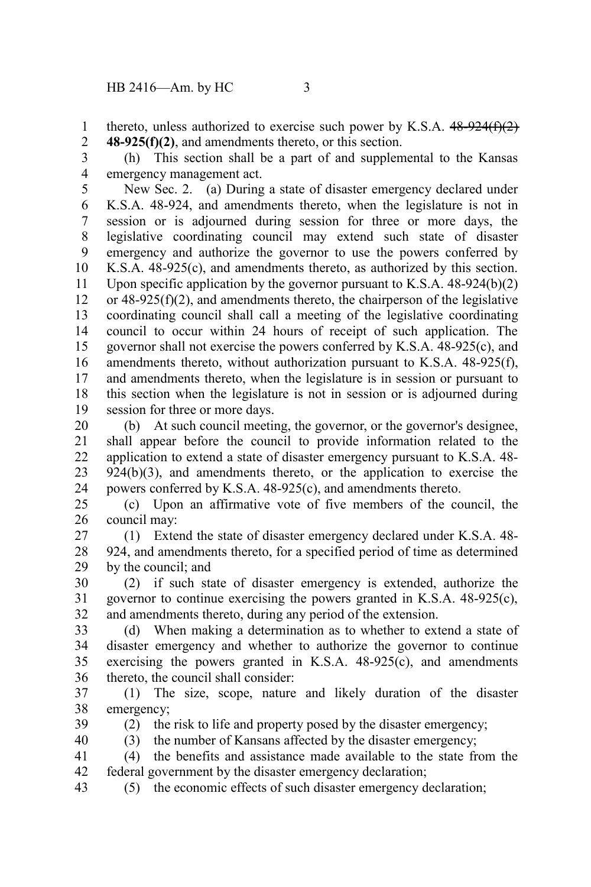thereto, unless authorized to exercise such power by K.S.A. ~~48-924(f)(2)~~ **48-925(f)(2)**, and amendments thereto, or this section.

(h) This section shall be a part of and supplemental to the Kansas emergency management act.

New Sec. 2. (a) During a state of disaster emergency declared under K.S.A. 48-924, and amendments thereto, when the legislature is not in session or is adjourned during session for three or more days, the legislative coordinating council may extend such state of disaster emergency and authorize the governor to use the powers conferred by K.S.A. 48-925(c), and amendments thereto, as authorized by this section. Upon specific application by the governor pursuant to K.S.A. 48-924(b)(2) or 48-925(f)(2), and amendments thereto, the chairperson of the legislative coordinating council shall call a meeting of the legislative coordinating council to occur within 24 hours of receipt of such application. The governor shall not exercise the powers conferred by K.S.A. 48-925(c), and amendments thereto, without authorization pursuant to K.S.A. 48-925(f), and amendments thereto, when the legislature is in session or pursuant to this section when the legislature is not in session or is adjourned during session for three or more days.

(b) At such council meeting, the governor, or the governor's designee, shall appear before the council to provide information related to the application to extend a state of disaster emergency pursuant to K.S.A. 48-924(b)(3), and amendments thereto, or the application to exercise the powers conferred by K.S.A. 48-925(c), and amendments thereto.

(c) Upon an affirmative vote of five members of the council, the council may:

(1) Extend the state of disaster emergency declared under K.S.A. 48-924, and amendments thereto, for a specified period of time as determined by the council; and

(2) if such state of disaster emergency is extended, authorize the governor to continue exercising the powers granted in K.S.A. 48-925(c), and amendments thereto, during any period of the extension.

(d) When making a determination as to whether to extend a state of disaster emergency and whether to authorize the governor to continue exercising the powers granted in K.S.A. 48-925(c), and amendments thereto, the council shall consider:

(1) The size, scope, nature and likely duration of the disaster emergency;

(2) the risk to life and property posed by the disaster emergency;

(3) the number of Kansans affected by the disaster emergency;

(4) the benefits and assistance made available to the state from the federal government by the disaster emergency declaration;

(5) the economic effects of such disaster emergency declaration;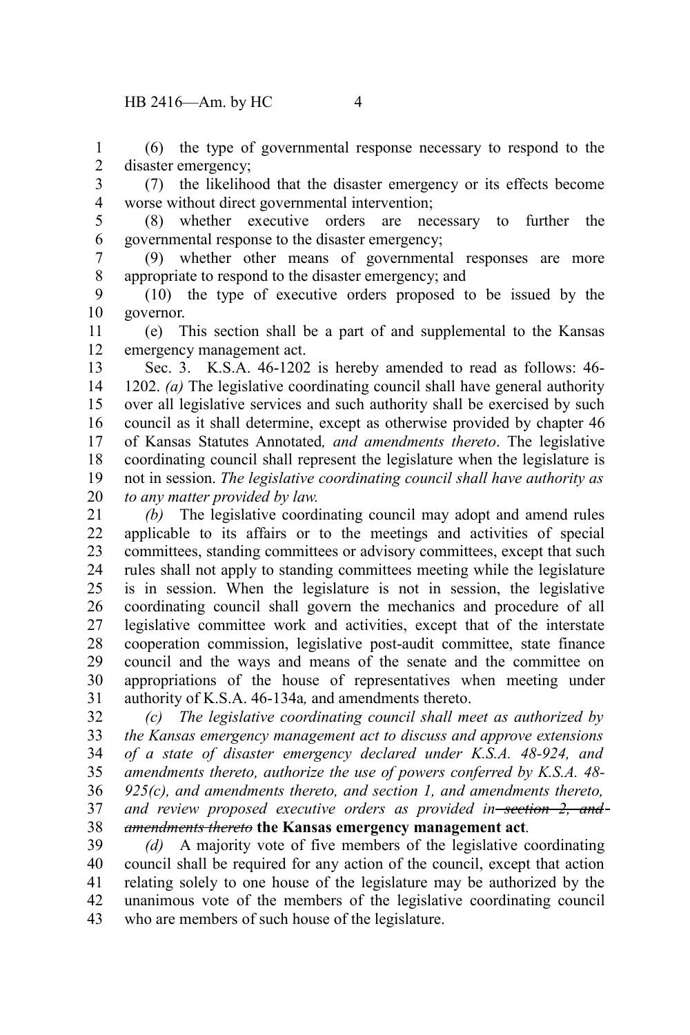(6) the type of governmental response necessary to respond to the disaster emergency;

(7) the likelihood that the disaster emergency or its effects become worse without direct governmental intervention;

(8) whether executive orders are necessary to further the governmental response to the disaster emergency;

(9) whether other means of governmental responses are more appropriate to respond to the disaster emergency; and

(10) the type of executive orders proposed to be issued by the governor.

(e) This section shall be a part of and supplemental to the Kansas emergency management act.

Sec. 3. K.S.A. 46-1202 is hereby amended to read as follows: 46-1202. *(a)* The legislative coordinating council shall have general authority over all legislative services and such authority shall be exercised by such council as it shall determine, except as otherwise provided by chapter 46 of Kansas Statutes Annotated*, and amendments thereto*. The legislative coordinating council shall represent the legislature when the legislature is not in session. *The legislative coordinating council shall have authority as to any matter provided by law.*

*(b)* The legislative coordinating council may adopt and amend rules applicable to its affairs or to the meetings and activities of special committees, standing committees or advisory committees, except that such rules shall not apply to standing committees meeting while the legislature is in session. When the legislature is not in session, the legislative coordinating council shall govern the mechanics and procedure of all legislative committee work and activities, except that of the interstate cooperation commission, legislative post-audit committee, state finance council and the ways and means of the senate and the committee on appropriations of the house of representatives when meeting under authority of K.S.A. 46-134a*,* and amendments thereto.

*(c) The legislative coordinating council shall meet as authorized by the Kansas emergency management act to discuss and approve extensions of a state of disaster emergency declared under K.S.A. 48-924, and amendments thereto, authorize the use of powers conferred by K.S.A. 48-925(c), and amendments thereto, and section 1, and amendments thereto, and review proposed executive orders as provided in ~~section 2, and amendments thereto~~* **the Kansas emergency management act***.*

*(d)* A majority vote of five members of the legislative coordinating council shall be required for any action of the council, except that action relating solely to one house of the legislature may be authorized by the unanimous vote of the members of the legislative coordinating council who are members of such house of the legislature.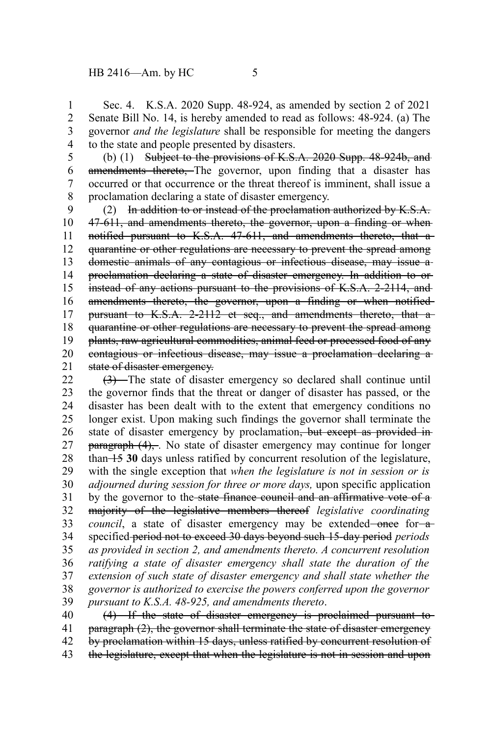Sec. 4. K.S.A. 2020 Supp. 48-924, as amended by section 2 of 2021 Senate Bill No. 14, is hereby amended to read as follows: 48-924. (a) The governor *and the legislature* shall be responsible for meeting the dangers to the state and people presented by disasters.

(b) (1) ~~Subject to the provisions of K.S.A. 2020 Supp. 48-924b, and amendments thereto,~~ The governor, upon finding that a disaster has occurred or that occurrence or the threat thereof is imminent, shall issue a proclamation declaring a state of disaster emergency.

(2) ~~In addition to or instead of the proclamation authorized by K.S.A. 47-611, and amendments thereto, the governor, upon a finding or when notified pursuant to K.S.A. 47-611, and amendments thereto, that a quarantine or other regulations are necessary to prevent the spread among domestic animals of any contagious or infectious disease, may issue a proclamation declaring a state of disaster emergency. In addition to or instead of any actions pursuant to the provisions of K.S.A. 2-2114, and amendments thereto, the governor, upon a finding or when notified pursuant to K.S.A. 2-2112 et seq., and amendments thereto, that a quarantine or other regulations are necessary to prevent the spread among plants, raw agricultural commodities, animal feed or processed food of any contagious or infectious disease, may issue a proclamation declaring a state of disaster emergency.~~

~~(3)~~ The state of disaster emergency so declared shall continue until the governor finds that the threat or danger of disaster has passed, or the disaster has been dealt with to the extent that emergency conditions no longer exist. Upon making such findings the governor shall terminate the state of disaster emergency by proclamation~~, but except as provided in paragraph (4),~~. No state of disaster emergency may continue for longer than ~~15~~ **30** days unless ratified by concurrent resolution of the legislature, with the single exception that *when the legislature is not in session or is adjourned during session for three or more days,* upon specific application by the governor to the ~~state finance council and an affirmative vote of a majority of the legislative members thereof~~ *legislative coordinating council*, a state of disaster emergency may be extended ~~once~~ for ~~a~~ specified ~~period not to exceed 30 days beyond such 15-day period~~ *periods as provided in section 2, and amendments thereto. A concurrent resolution ratifying a state of disaster emergency shall state the duration of the extension of such state of disaster emergency and shall state whether the governor is authorized to exercise the powers conferred upon the governor pursuant to K.S.A. 48-925, and amendments thereto*.

~~(4) If the state of disaster emergency is proclaimed pursuant to paragraph (2), the governor shall terminate the state of disaster emergency by proclamation within 15 days, unless ratified by concurrent resolution of the legislature, except that when the legislature is not in session and upon~~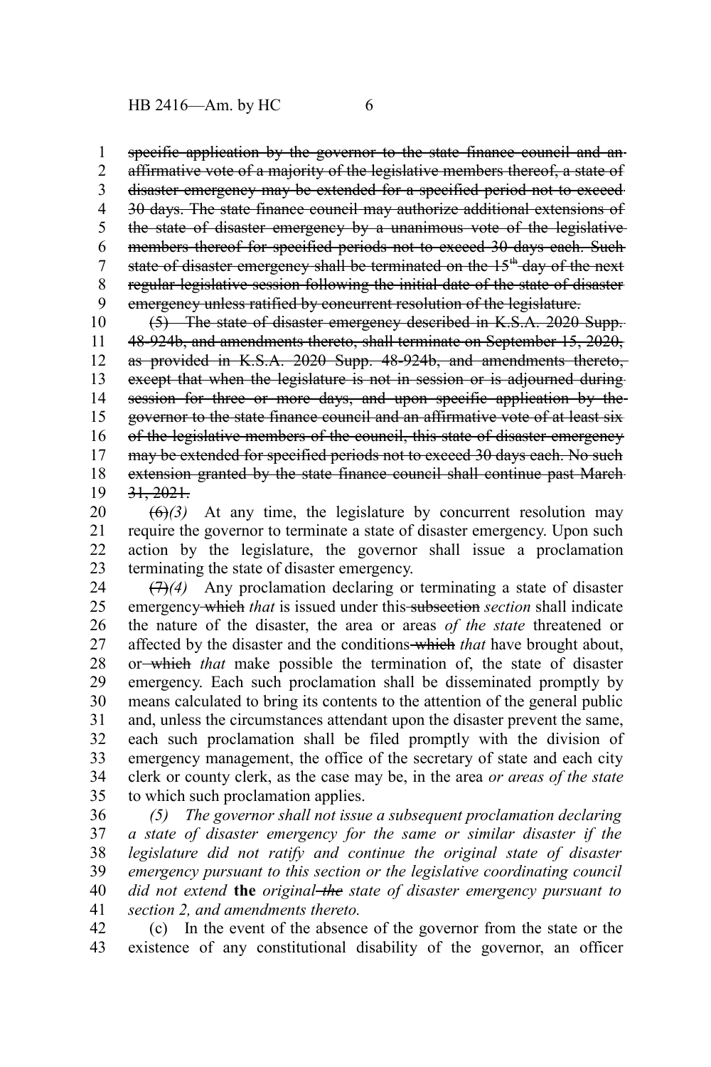~~specific application by the governor to the state finance council and an affirmative vote of a majority of the legislative members thereof, a state of disaster emergency may be extended for a specified period not to exceed 30 days. The state finance council may authorize additional extensions of the state of disaster emergency by a unanimous vote of the legislative members thereof for specified periods not to exceed 30 days each. Such state of disaster emergency shall be terminated on the 15th day of the next regular legislative session following the initial date of the state of disaster emergency unless ratified by concurrent resolution of the legislature.~~

~~(5) The state of disaster emergency described in K.S.A. 2020 Supp. 48-924b, and amendments thereto, shall terminate on September 15, 2020, as provided in K.S.A. 2020 Supp. 48-924b, and amendments thereto, except that when the legislature is not in session or is adjourned during session for three or more days, and upon specific application by the governor to the state finance council and an affirmative vote of at least six of the legislative members of the council, this state of disaster emergency may be extended for specified periods not to exceed 30 days each. No such extension granted by the state finance council shall continue past March 31, 2021.~~

~~(6)~~*(3)* At any time, the legislature by concurrent resolution may require the governor to terminate a state of disaster emergency. Upon such action by the legislature, the governor shall issue a proclamation terminating the state of disaster emergency.

~~(7)~~*(4)* Any proclamation declaring or terminating a state of disaster emergency ~~which~~ *that* is issued under this ~~subsection~~ *section* shall indicate the nature of the disaster, the area or areas *of the state* threatened or affected by the disaster and the conditions ~~which~~ *that* have brought about, or ~~which~~ *that* make possible the termination of, the state of disaster emergency. Each such proclamation shall be disseminated promptly by means calculated to bring its contents to the attention of the general public and, unless the circumstances attendant upon the disaster prevent the same, each such proclamation shall be filed promptly with the division of emergency management, the office of the secretary of state and each city clerk or county clerk, as the case may be, in the area *or areas of the state* to which such proclamation applies.

*(5) The governor shall not issue a subsequent proclamation declaring a state of disaster emergency for the same or similar disaster if the legislature did not ratify and continue the original state of disaster emergency pursuant to this section or the legislative coordinating council did not extend* **the** *original ~~the~~ state of disaster emergency pursuant to section 2, and amendments thereto.*

(c) In the event of the absence of the governor from the state or the existence of any constitutional disability of the governor, an officer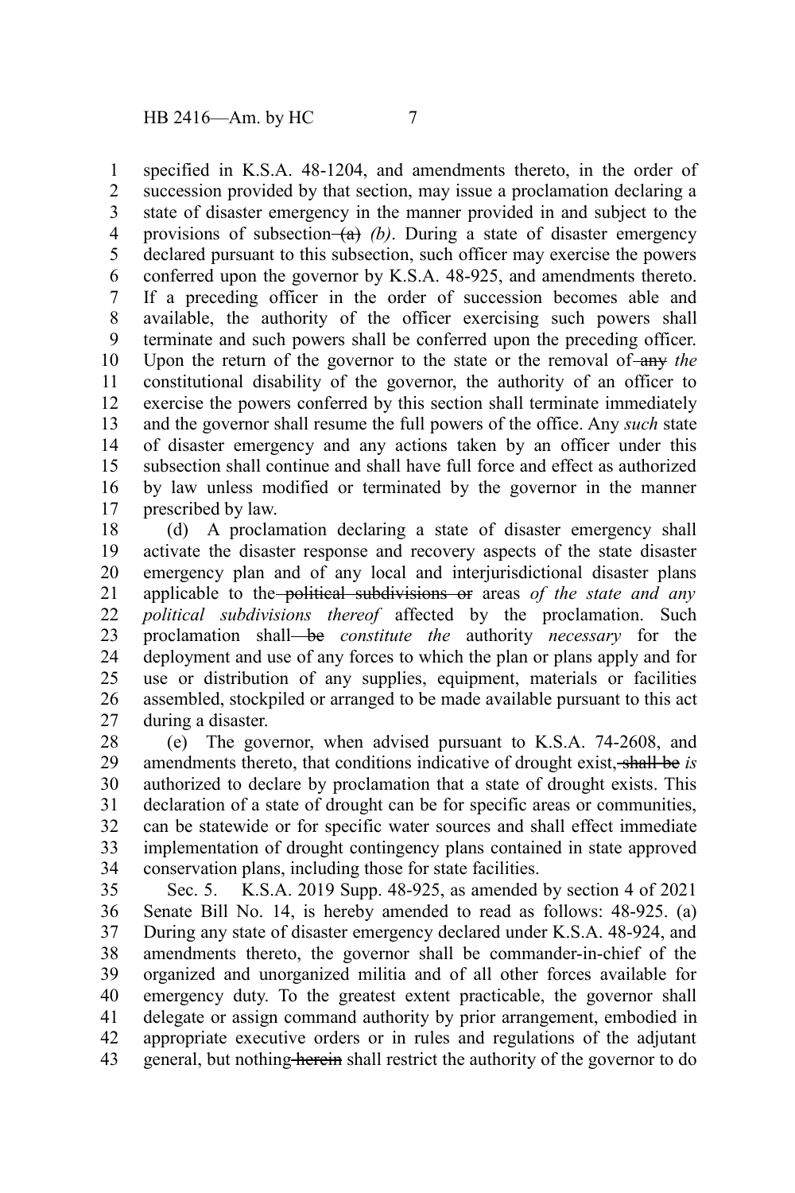specified in K.S.A. 48-1204, and amendments thereto, in the order of succession provided by that section, may issue a proclamation declaring a state of disaster emergency in the manner provided in and subject to the provisions of subsection ~~(a)~~ *(b)*. During a state of disaster emergency declared pursuant to this subsection, such officer may exercise the powers conferred upon the governor by K.S.A. 48-925, and amendments thereto. If a preceding officer in the order of succession becomes able and available, the authority of the officer exercising such powers shall terminate and such powers shall be conferred upon the preceding officer. Upon the return of the governor to the state or the removal of ~~any~~ *the* constitutional disability of the governor, the authority of an officer to exercise the powers conferred by this section shall terminate immediately and the governor shall resume the full powers of the office. Any *such* state of disaster emergency and any actions taken by an officer under this subsection shall continue and shall have full force and effect as authorized by law unless modified or terminated by the governor in the manner prescribed by law.

(d) A proclamation declaring a state of disaster emergency shall activate the disaster response and recovery aspects of the state disaster emergency plan and of any local and interjurisdictional disaster plans applicable to the ~~political subdivisions or~~ areas *of the state and any political subdivisions thereof* affected by the proclamation. Such proclamation shall ~~be~~ *constitute the* authority *necessary* for the deployment and use of any forces to which the plan or plans apply and for use or distribution of any supplies, equipment, materials or facilities assembled, stockpiled or arranged to be made available pursuant to this act during a disaster.

(e) The governor, when advised pursuant to K.S.A. 74-2608, and amendments thereto, that conditions indicative of drought exist, ~~shall be~~ *is* authorized to declare by proclamation that a state of drought exists. This declaration of a state of drought can be for specific areas or communities, can be statewide or for specific water sources and shall effect immediate implementation of drought contingency plans contained in state approved conservation plans, including those for state facilities.

Sec. 5. K.S.A. 2019 Supp. 48-925, as amended by section 4 of 2021 Senate Bill No. 14, is hereby amended to read as follows: 48-925. (a) During any state of disaster emergency declared under K.S.A. 48-924, and amendments thereto, the governor shall be commander-in-chief of the organized and unorganized militia and of all other forces available for emergency duty. To the greatest extent practicable, the governor shall delegate or assign command authority by prior arrangement, embodied in appropriate executive orders or in rules and regulations of the adjutant general, but nothing ~~herein~~ shall restrict the authority of the governor to do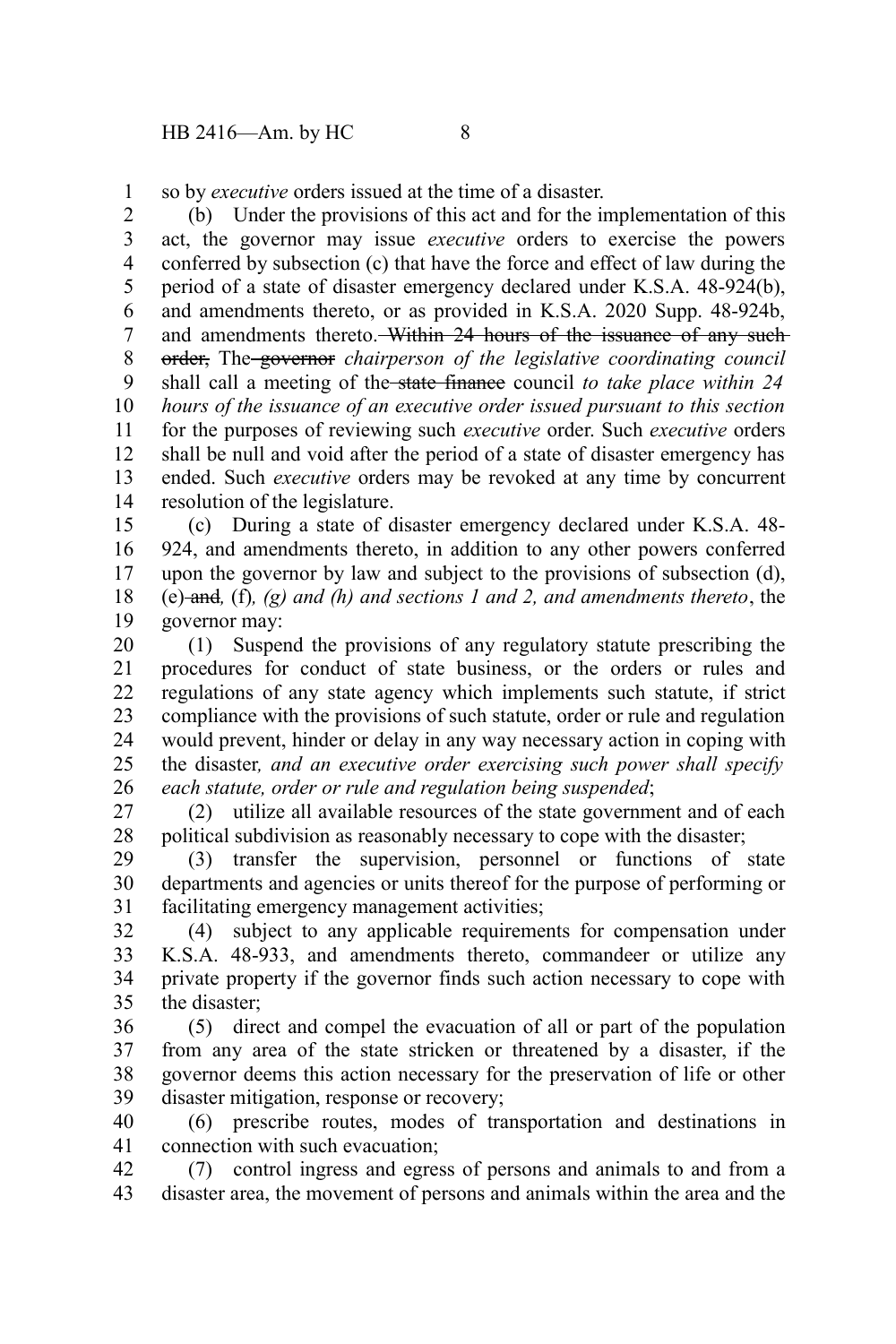so by *executive* orders issued at the time of a disaster.

(b) Under the provisions of this act and for the implementation of this act, the governor may issue *executive* orders to exercise the powers conferred by subsection (c) that have the force and effect of law during the period of a state of disaster emergency declared under K.S.A. 48-924(b), and amendments thereto, or as provided in K.S.A. 2020 Supp. 48-924b, and amendments thereto. ~~Within 24 hours of the issuance of any such order,~~ The ~~governor~~ *chairperson of the legislative coordinating council* shall call a meeting of the ~~state finance~~ council *to take place within 24 hours of the issuance of an executive order issued pursuant to this section* for the purposes of reviewing such *executive* order. Such *executive* orders shall be null and void after the period of a state of disaster emergency has ended. Such *executive* orders may be revoked at any time by concurrent resolution of the legislature.

(c) During a state of disaster emergency declared under K.S.A. 48-924, and amendments thereto, in addition to any other powers conferred upon the governor by law and subject to the provisions of subsection (d), (e) ~~and~~*,* (f)*, (g) and (h) and sections 1 and 2, and amendments thereto*, the governor may:

(1) Suspend the provisions of any regulatory statute prescribing the procedures for conduct of state business, or the orders or rules and regulations of any state agency which implements such statute, if strict compliance with the provisions of such statute, order or rule and regulation would prevent, hinder or delay in any way necessary action in coping with the disaster*, and an executive order exercising such power shall specify each statute, order or rule and regulation being suspended*;

(2) utilize all available resources of the state government and of each political subdivision as reasonably necessary to cope with the disaster;

(3) transfer the supervision, personnel or functions of state departments and agencies or units thereof for the purpose of performing or facilitating emergency management activities;

(4) subject to any applicable requirements for compensation under K.S.A. 48-933, and amendments thereto, commandeer or utilize any private property if the governor finds such action necessary to cope with the disaster;

(5) direct and compel the evacuation of all or part of the population from any area of the state stricken or threatened by a disaster, if the governor deems this action necessary for the preservation of life or other disaster mitigation, response or recovery;

(6) prescribe routes, modes of transportation and destinations in connection with such evacuation;

(7) control ingress and egress of persons and animals to and from a disaster area, the movement of persons and animals within the area and the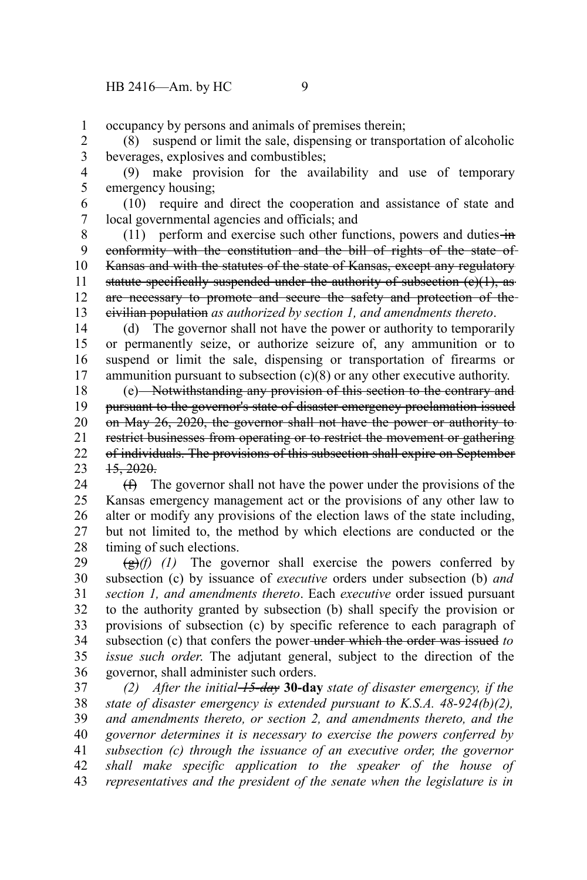occupancy by persons and animals of premises therein;

(8) suspend or limit the sale, dispensing or transportation of alcoholic beverages, explosives and combustibles;

(9) make provision for the availability and use of temporary emergency housing;

(10) require and direct the cooperation and assistance of state and local governmental agencies and officials; and

(11) perform and exercise such other functions, powers and duties ~~in conformity with the constitution and the bill of rights of the state of Kansas and with the statutes of the state of Kansas, except any regulatory statute specifically suspended under the authority of subsection (c)(1), as are necessary to promote and secure the safety and protection of the civilian population~~ *as authorized by section 1, and amendments thereto*.

(d) The governor shall not have the power or authority to temporarily or permanently seize, or authorize seizure of, any ammunition or to suspend or limit the sale, dispensing or transportation of firearms or ammunition pursuant to subsection (c)(8) or any other executive authority.

(e) ~~Notwithstanding any provision of this section to the contrary and pursuant to the governor's state of disaster emergency proclamation issued on May 26, 2020, the governor shall not have the power or authority to restrict businesses from operating or to restrict the movement or gathering of individuals. The provisions of this subsection shall expire on September 15, 2020.~~

~~(f)~~ The governor shall not have the power under the provisions of the Kansas emergency management act or the provisions of any other law to alter or modify any provisions of the election laws of the state including, but not limited to, the method by which elections are conducted or the timing of such elections.

~~(g)~~*(f) (1)* The governor shall exercise the powers conferred by subsection (c) by issuance of *executive* orders under subsection (b) *and section 1, and amendments thereto*. Each *executive* order issued pursuant to the authority granted by subsection (b) shall specify the provision or provisions of subsection (c) by specific reference to each paragraph of subsection (c) that confers the power ~~under which the order was issued~~ *to issue such order*. The adjutant general, subject to the direction of the governor, shall administer such orders.

*(2) After the initial ~~15-day~~* **30-day** *state of disaster emergency, if the state of disaster emergency is extended pursuant to K.S.A. 48-924(b)(2), and amendments thereto, or section 2, and amendments thereto, and the governor determines it is necessary to exercise the powers conferred by subsection (c) through the issuance of an executive order, the governor shall make specific application to the speaker of the house of representatives and the president of the senate when the legislature is in*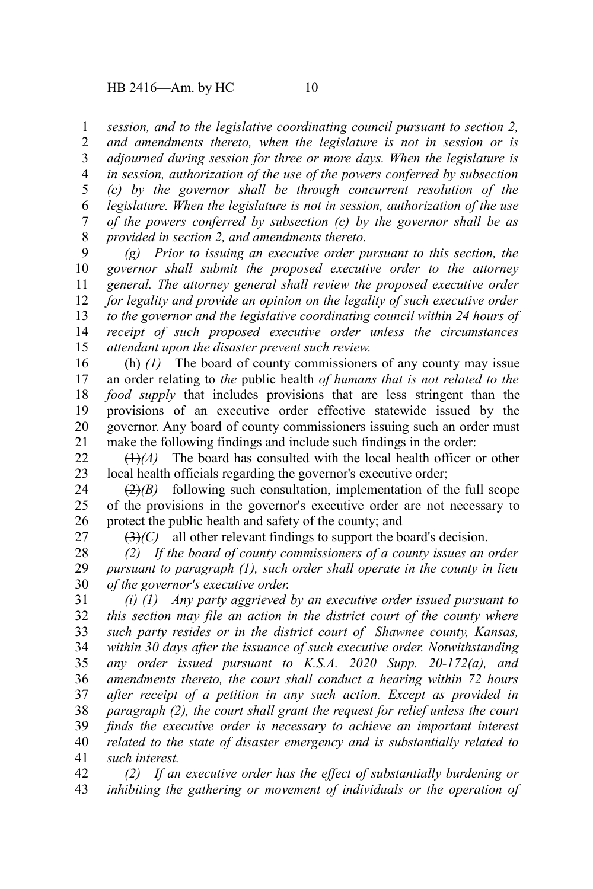*session, and to the legislative coordinating council pursuant to section 2, and amendments thereto, when the legislature is not in session or is adjourned during session for three or more days. When the legislature is in session, authorization of the use of the powers conferred by subsection (c) by the governor shall be through concurrent resolution of the legislature. When the legislature is not in session, authorization of the use of the powers conferred by subsection (c) by the governor shall be as provided in section 2, and amendments thereto.*

*(g) Prior to issuing an executive order pursuant to this section, the governor shall submit the proposed executive order to the attorney general. The attorney general shall review the proposed executive order for legality and provide an opinion on the legality of such executive order to the governor and the legislative coordinating council within 24 hours of receipt of such proposed executive order unless the circumstances attendant upon the disaster prevent such review.*

(h) *(1)* The board of county commissioners of any county may issue an order relating to *the* public health *of humans that is not related to the food supply* that includes provisions that are less stringent than the provisions of an executive order effective statewide issued by the governor. Any board of county commissioners issuing such an order must make the following findings and include such findings in the order:

~~(1)~~*(A)* The board has consulted with the local health officer or other local health officials regarding the governor's executive order;

~~(2)~~*(B)* following such consultation, implementation of the full scope of the provisions in the governor's executive order are not necessary to protect the public health and safety of the county; and

~~(3)~~*(C)* all other relevant findings to support the board's decision.

*(2) If the board of county commissioners of a county issues an order pursuant to paragraph (1), such order shall operate in the county in lieu of the governor's executive order.*

*(i) (1) Any party aggrieved by an executive order issued pursuant to this section may file an action in the district court of the county where such party resides or in the district court of Shawnee county, Kansas, within 30 days after the issuance of such executive order. Notwithstanding any order issued pursuant to K.S.A. 2020 Supp. 20-172(a), and amendments thereto, the court shall conduct a hearing within 72 hours after receipt of a petition in any such action. Except as provided in paragraph (2), the court shall grant the request for relief unless the court finds the executive order is necessary to achieve an important interest related to the state of disaster emergency and is substantially related to such interest.*

*(2) If an executive order has the effect of substantially burdening or inhibiting the gathering or movement of individuals or the operation of*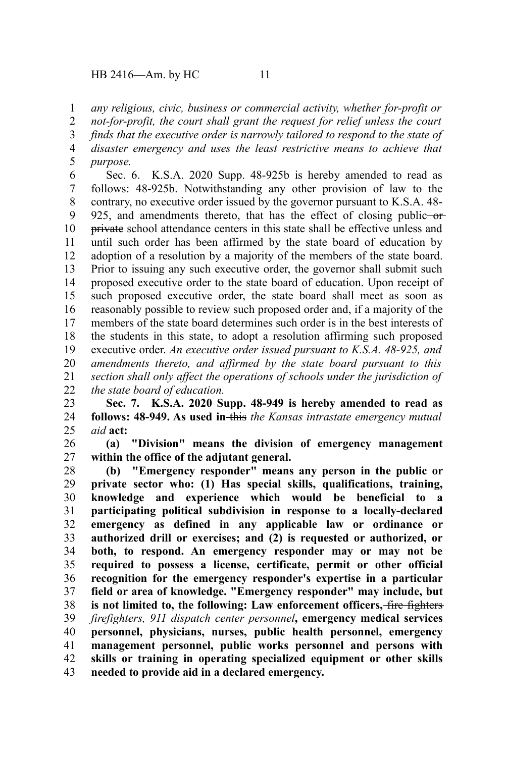*any religious, civic, business or commercial activity, whether for-profit or not-for-profit, the court shall grant the request for relief unless the court finds that the executive order is narrowly tailored to respond to the state of disaster emergency and uses the least restrictive means to achieve that purpose.*

Sec. 6. K.S.A. 2020 Supp. 48-925b is hereby amended to read as follows: 48-925b. Notwithstanding any other provision of law to the contrary, no executive order issued by the governor pursuant to K.S.A. 48-925, and amendments thereto, that has the effect of closing public ~~or private~~ school attendance centers in this state shall be effective unless and until such order has been affirmed by the state board of education by adoption of a resolution by a majority of the members of the state board. Prior to issuing any such executive order, the governor shall submit such proposed executive order to the state board of education. Upon receipt of such proposed executive order, the state board shall meet as soon as reasonably possible to review such proposed order and, if a majority of the members of the state board determines such order is in the best interests of the students in this state, to adopt a resolution affirming such proposed executive order. *An executive order issued pursuant to K.S.A. 48-925, and amendments thereto, and affirmed by the state board pursuant to this section shall only affect the operations of schools under the jurisdiction of the state board of education.*

**Sec. 7. K.S.A. 2020 Supp. 48-949 is hereby amended to read as follows: 48-949. As used in** ~~this~~ *the Kansas intrastate emergency mutual aid* **act:**

**(a) "Division" means the division of emergency management within the office of the adjutant general.**

**(b) "Emergency responder" means any person in the public or private sector who: (1) Has special skills, qualifications, training, knowledge and experience which would be beneficial to a participating political subdivision in response to a locally-declared emergency as defined in any applicable law or ordinance or authorized drill or exercises; and (2) is requested or authorized, or both, to respond. An emergency responder may or may not be required to possess a license, certificate, permit or other official recognition for the emergency responder's expertise in a particular field or area of knowledge. "Emergency responder" may include, but is not limited to, the following: Law enforcement officers,** ~~fire fighters~~ *firefighters, 911 dispatch center personnel***, emergency medical services personnel, physicians, nurses, public health personnel, emergency management personnel, public works personnel and persons with skills or training in operating specialized equipment or other skills needed to provide aid in a declared emergency.**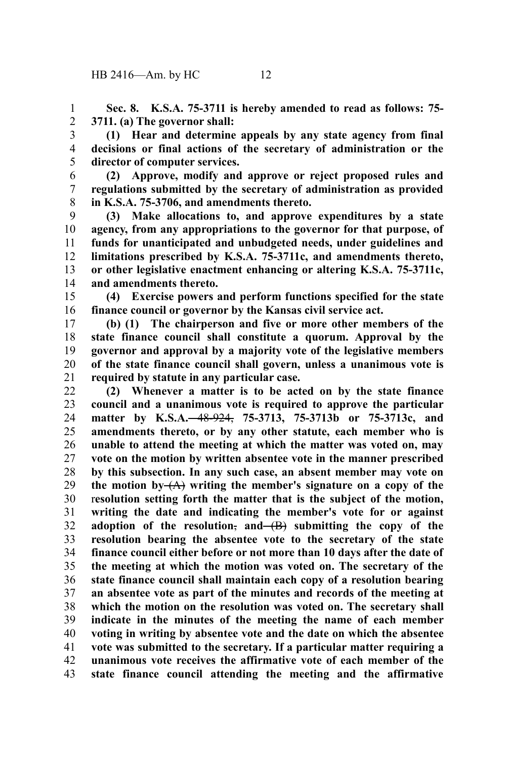**Sec. 8. K.S.A. 75-3711 is hereby amended to read as follows: 75-3711. (a) The governor shall:**

**(1) Hear and determine appeals by any state agency from final decisions or final actions of the secretary of administration or the director of computer services.**

**(2) Approve, modify and approve or reject proposed rules and regulations submitted by the secretary of administration as provided in K.S.A. 75-3706, and amendments thereto.**

**(3) Make allocations to, and approve expenditures by a state agency, from any appropriations to the governor for that purpose, of funds for unanticipated and unbudgeted needs, under guidelines and limitations prescribed by K.S.A. 75-3711c, and amendments thereto, or other legislative enactment enhancing or altering K.S.A. 75-3711c, and amendments thereto.**

**(4) Exercise powers and perform functions specified for the state finance council or governor by the Kansas civil service act.**

**(b) (1) The chairperson and five or more other members of the state finance council shall constitute a quorum. Approval by the governor and approval by a majority vote of the legislative members of the state finance council shall govern, unless a unanimous vote is required by statute in any particular case.**

**(2) Whenever a matter is to be acted on by the state finance council and a unanimous vote is required to approve the particular matter by K.S.A.** ~~48-924,~~ **75-3713, 75-3713b or 75-3713c, and amendments thereto, or by any other statute, each member who is unable to attend the meeting at which the matter was voted on, may vote on the motion by written absentee vote in the manner prescribed by this subsection. In any such case, an absent member may vote on the motion by** ~~(A)~~ **writing the member's signature on a copy of the resolution setting forth the matter that is the subject of the motion, writing the date and indicating the member's vote for or against adoption of the resolution**~~,~~ **and** ~~(B)~~ **submitting the copy of the resolution bearing the absentee vote to the secretary of the state finance council either before or not more than 10 days after the date of the meeting at which the motion was voted on. The secretary of the state finance council shall maintain each copy of a resolution bearing an absentee vote as part of the minutes and records of the meeting at which the motion on the resolution was voted on. The secretary shall indicate in the minutes of the meeting the name of each member voting in writing by absentee vote and the date on which the absentee vote was submitted to the secretary. If a particular matter requiring a unanimous vote receives the affirmative vote of each member of the state finance council attending the meeting and the affirmative**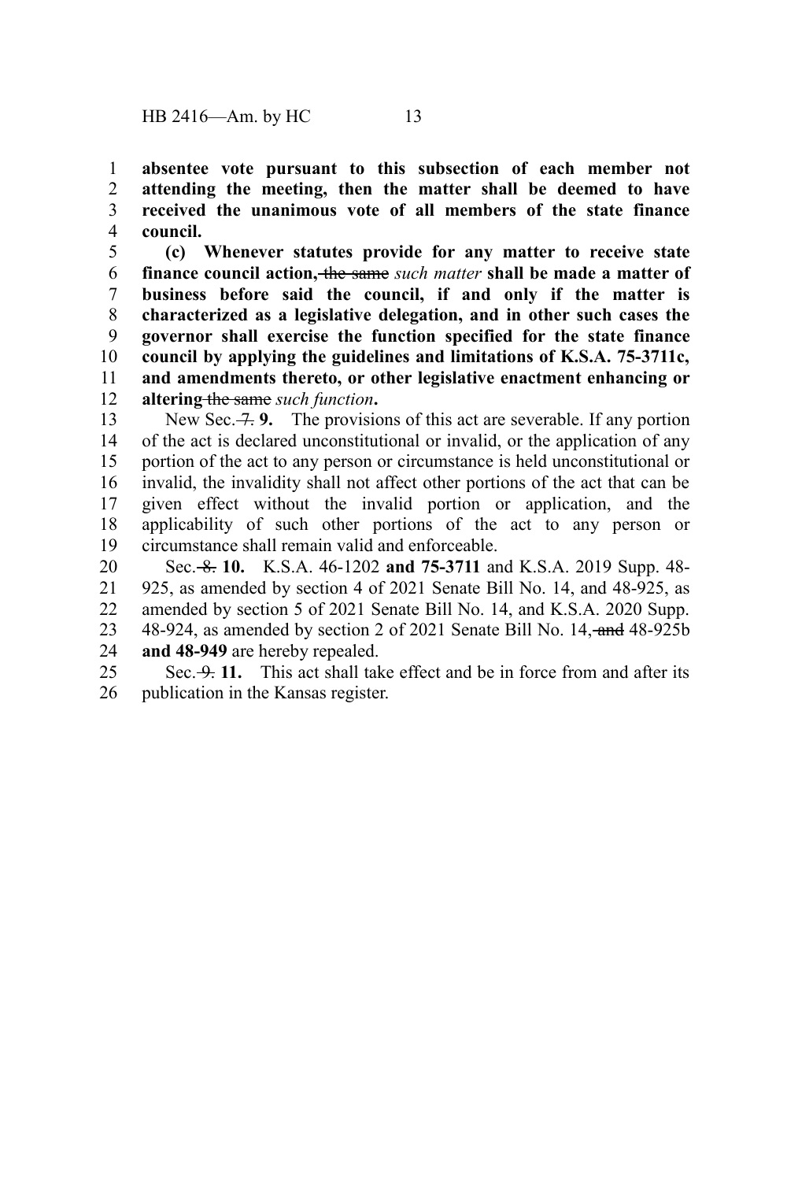**absentee vote pursuant to this subsection of each member not attending the meeting, then the matter shall be deemed to have received the unanimous vote of all members of the state finance council.**

**(c) Whenever statutes provide for any matter to receive state finance council action,** ~~the same~~ *such matter* **shall be made a matter of business before said the council, if and only if the matter is characterized as a legislative delegation, and in other such cases the governor shall exercise the function specified for the state finance council by applying the guidelines and limitations of K.S.A. 75-3711c, and amendments thereto, or other legislative enactment enhancing or altering** ~~the same~~ *such function***.**

New Sec. ~~7.~~ **9.** The provisions of this act are severable. If any portion of the act is declared unconstitutional or invalid, or the application of any portion of the act to any person or circumstance is held unconstitutional or invalid, the invalidity shall not affect other portions of the act that can be given effect without the invalid portion or application, and the applicability of such other portions of the act to any person or circumstance shall remain valid and enforceable.

Sec. ~~8.~~ **10.** K.S.A. 46-1202 **and 75-3711** and K.S.A. 2019 Supp. 48-925, as amended by section 4 of 2021 Senate Bill No. 14, and 48-925, as amended by section 5 of 2021 Senate Bill No. 14, and K.S.A. 2020 Supp. 48-924, as amended by section 2 of 2021 Senate Bill No. 14, ~~and~~ 48-925b **and 48-949** are hereby repealed.

Sec. ~~9.~~ **11.** This act shall take effect and be in force from and after its publication in the Kansas register.